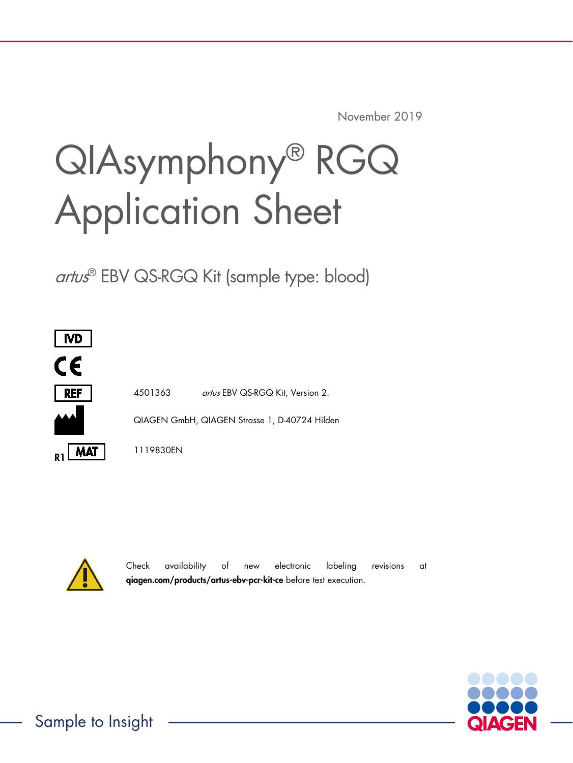November 2019

# QIAsymphony® RGQ Application Sheet

## *artus*® EBV QS-RGQ Kit (sample type: blood)

IVD

CE

| | | |
|---|---|---|
| REF | 4501363 | *artus* EBV QS-RGQ Kit, Version 2. |
| Manufacturer | QIAGEN GmbH, QIAGEN Strasse 1, D-40724 Hilden | |
| R1 MAT | 1119830EN | |

Check availability of new electronic labeling revisions at **qiagen.com/products/artus-ebv-pcr-kit-ce** before test execution.

Sample to Insight

QIAGEN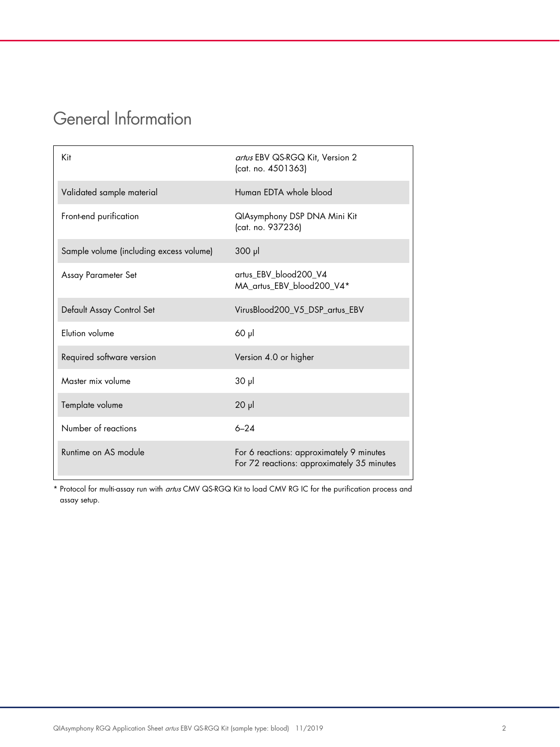# General Information

| Kit | *artus* EBV QS-RGQ Kit, Version 2 (cat. no. 4501363) |
|---|---|
| Validated sample material | Human EDTA whole blood |
| Front-end purification | QIAsymphony DSP DNA Mini Kit (cat. no. 937236) |
| Sample volume (including excess volume) | 300 µl |
| Assay Parameter Set | artus_EBV_blood200_V4<br>MA_artus_EBV_blood200_V4* |
| Default Assay Control Set | VirusBlood200_V5_DSP_artus_EBV |
| Elution volume | 60 µl |
| Required software version | Version 4.0 or higher |
| Master mix volume | 30 µl |
| Template volume | 20 µl |
| Number of reactions | 6–24 |
| Runtime on AS module | For 6 reactions: approximately 9 minutes<br>For 72 reactions: approximately 35 minutes |

* Protocol for multi-assay run with *artus* CMV QS-RGQ Kit to load CMV RG IC for the purification process and assay setup.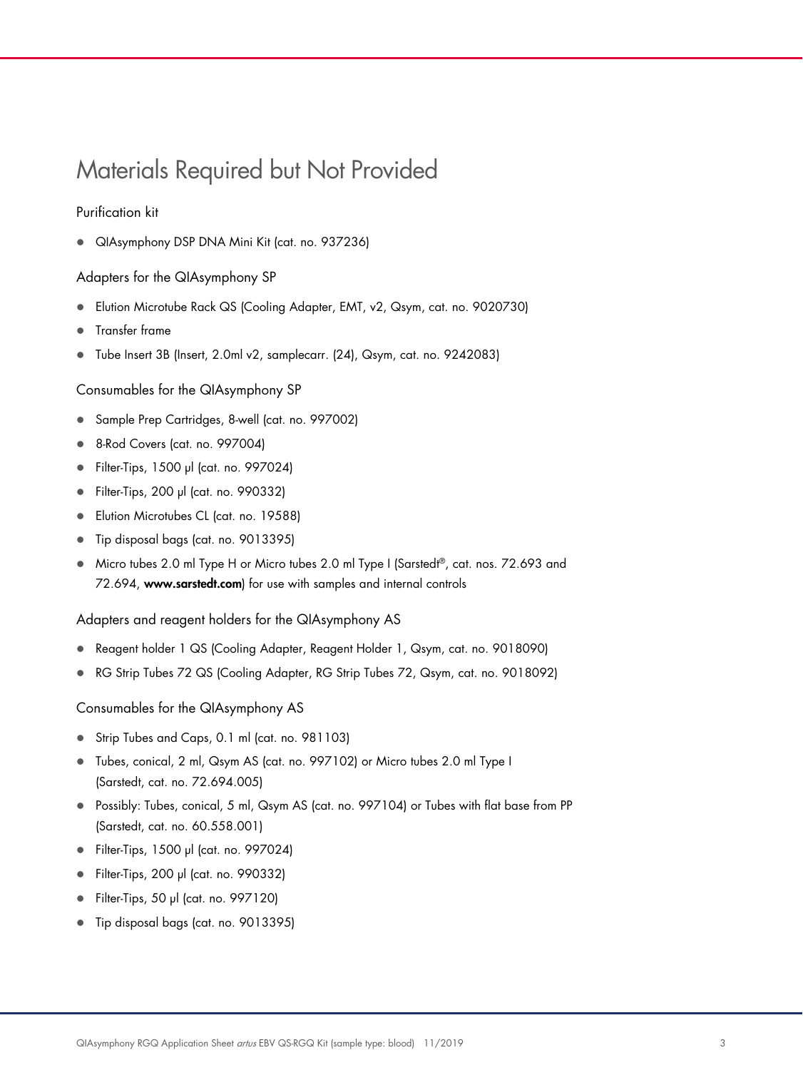# Materials Required but Not Provided

### Purification kit

- QIAsymphony DSP DNA Mini Kit (cat. no. 937236)

### Adapters for the QIAsymphony SP

- Elution Microtube Rack QS (Cooling Adapter, EMT, v2, Qsym, cat. no. 9020730)
- Transfer frame
- Tube Insert 3B (Insert, 2.0ml v2, samplecarr. (24), Qsym, cat. no. 9242083)

### Consumables for the QIAsymphony SP

- Sample Prep Cartridges, 8-well (cat. no. 997002)
- 8-Rod Covers (cat. no. 997004)
- Filter-Tips, 1500 µl (cat. no. 997024)
- Filter-Tips, 200 µl (cat. no. 990332)
- Elution Microtubes CL (cat. no. 19588)
- Tip disposal bags (cat. no. 9013395)
- Micro tubes 2.0 ml Type H or Micro tubes 2.0 ml Type I (Sarstedt®, cat. nos. 72.693 and 72.694, **www.sarstedt.com**) for use with samples and internal controls

### Adapters and reagent holders for the QIAsymphony AS

- Reagent holder 1 QS (Cooling Adapter, Reagent Holder 1, Qsym, cat. no. 9018090)
- RG Strip Tubes 72 QS (Cooling Adapter, RG Strip Tubes 72, Qsym, cat. no. 9018092)

### Consumables for the QIAsymphony AS

- Strip Tubes and Caps, 0.1 ml (cat. no. 981103)
- Tubes, conical, 2 ml, Qsym AS (cat. no. 997102) or Micro tubes 2.0 ml Type I (Sarstedt, cat. no. 72.694.005)
- Possibly: Tubes, conical, 5 ml, Qsym AS (cat. no. 997104) or Tubes with flat base from PP (Sarstedt, cat. no. 60.558.001)
- Filter-Tips, 1500 µl (cat. no. 997024)
- Filter-Tips, 200 µl (cat. no. 990332)
- Filter-Tips, 50 µl (cat. no. 997120)
- Tip disposal bags (cat. no. 9013395)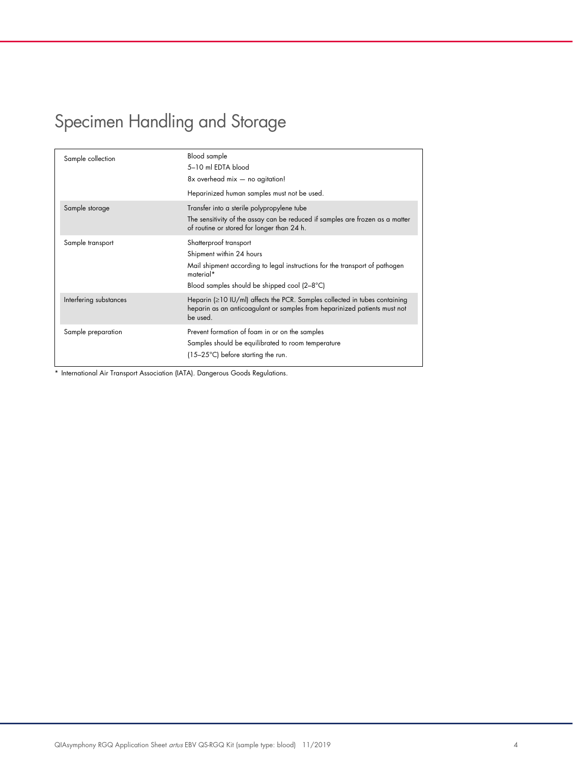# Specimen Handling and Storage

| | |
|---|---|
| Sample collection | Blood sample<br>5–10 ml EDTA blood<br>8x overhead mix — no agitation!<br>Heparinized human samples must not be used. |
| Sample storage | Transfer into a sterile polypropylene tube<br>The sensitivity of the assay can be reduced if samples are frozen as a matter of routine or stored for longer than 24 h. |
| Sample transport | Shatterproof transport<br>Shipment within 24 hours<br>Mail shipment according to legal instructions for the transport of pathogen material*<br>Blood samples should be shipped cool (2–8°C) |
| Interfering substances | Heparin (≥10 IU/ml) affects the PCR. Samples collected in tubes containing heparin as an anticoagulant or samples from heparinized patients must not be used. |
| Sample preparation | Prevent formation of foam in or on the samples<br>Samples should be equilibrated to room temperature<br>(15–25°C) before starting the run. |

* International Air Transport Association (IATA). Dangerous Goods Regulations.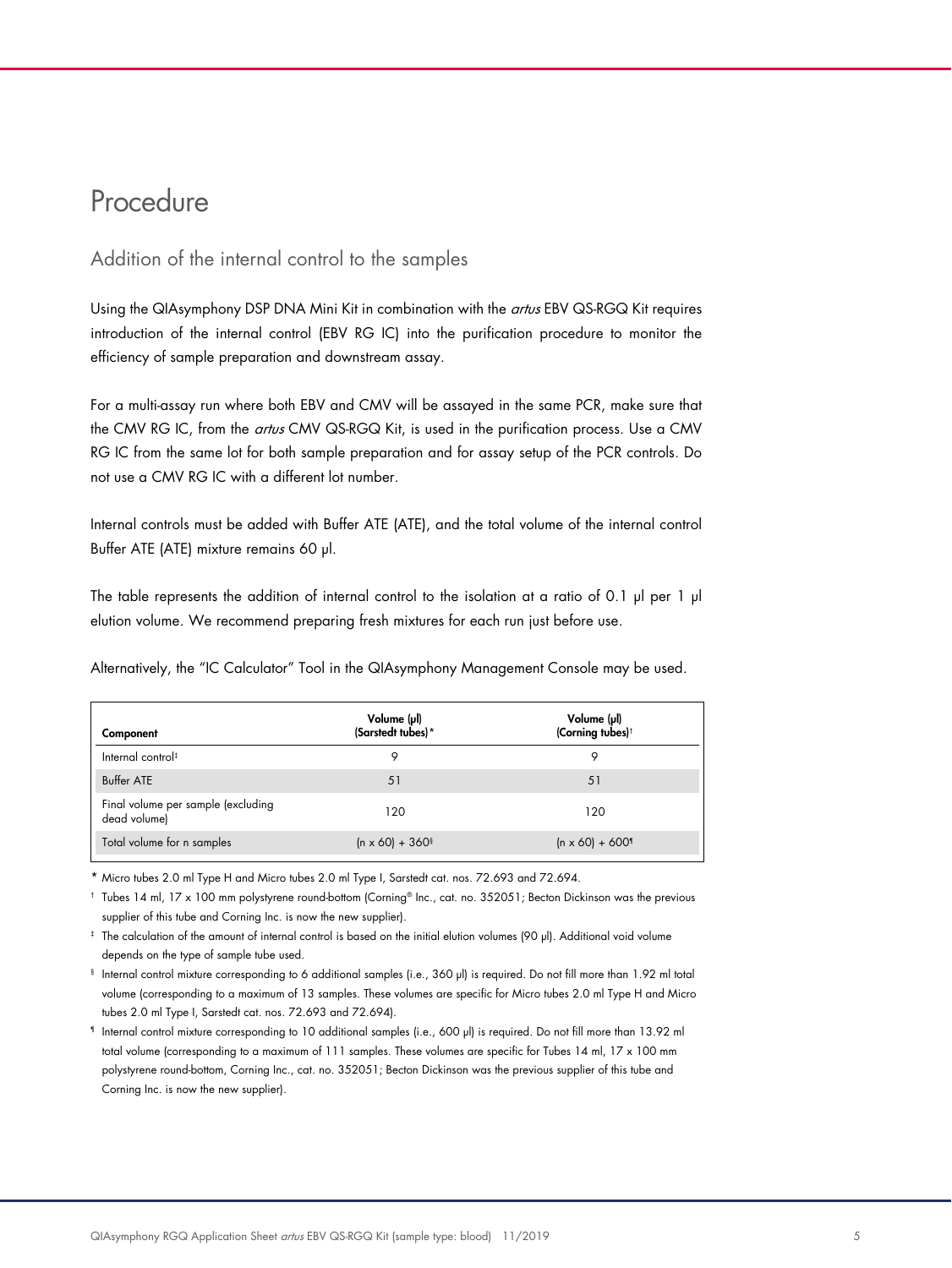# Procedure

## Addition of the internal control to the samples

Using the QIAsymphony DSP DNA Mini Kit in combination with the *artus* EBV QS-RGQ Kit requires introduction of the internal control (EBV RG IC) into the purification procedure to monitor the efficiency of sample preparation and downstream assay.

For a multi-assay run where both EBV and CMV will be assayed in the same PCR, make sure that the CMV RG IC, from the *artus* CMV QS-RGQ Kit, is used in the purification process. Use a CMV RG IC from the same lot for both sample preparation and for assay setup of the PCR controls. Do not use a CMV RG IC with a different lot number.

Internal controls must be added with Buffer ATE (ATE), and the total volume of the internal control Buffer ATE (ATE) mixture remains 60 µl.

The table represents the addition of internal control to the isolation at a ratio of 0.1 µl per 1 µl elution volume. We recommend preparing fresh mixtures for each run just before use.

Alternatively, the "IC Calculator" Tool in the QIAsymphony Management Console may be used.

| Component | Volume (µl) (Sarstedt tubes)* | Volume (µl) (Corning tubes)† |
|---|---|---|
| Internal control‡ | 9 | 9 |
| Buffer ATE | 51 | 51 |
| Final volume per sample (excluding dead volume) | 120 | 120 |
| Total volume for n samples | (n x 60) + 360§ | (n x 60) + 600¶ |

\* Micro tubes 2.0 ml Type H and Micro tubes 2.0 ml Type I, Sarstedt cat. nos. 72.693 and 72.694.

† Tubes 14 ml, 17 x 100 mm polystyrene round-bottom (Corning® Inc., cat. no. 352051; Becton Dickinson was the previous supplier of this tube and Corning Inc. is now the new supplier).

‡ The calculation of the amount of internal control is based on the initial elution volumes (90 µl). Additional void volume depends on the type of sample tube used.

§ Internal control mixture corresponding to 6 additional samples (i.e., 360 µl) is required. Do not fill more than 1.92 ml total volume (corresponding to a maximum of 13 samples. These volumes are specific for Micro tubes 2.0 ml Type H and Micro tubes 2.0 ml Type I, Sarstedt cat. nos. 72.693 and 72.694).

¶ Internal control mixture corresponding to 10 additional samples (i.e., 600 µl) is required. Do not fill more than 13.92 ml total volume (corresponding to a maximum of 111 samples. These volumes are specific for Tubes 14 ml, 17 x 100 mm polystyrene round-bottom, Corning Inc., cat. no. 352051; Becton Dickinson was the previous supplier of this tube and Corning Inc. is now the new supplier).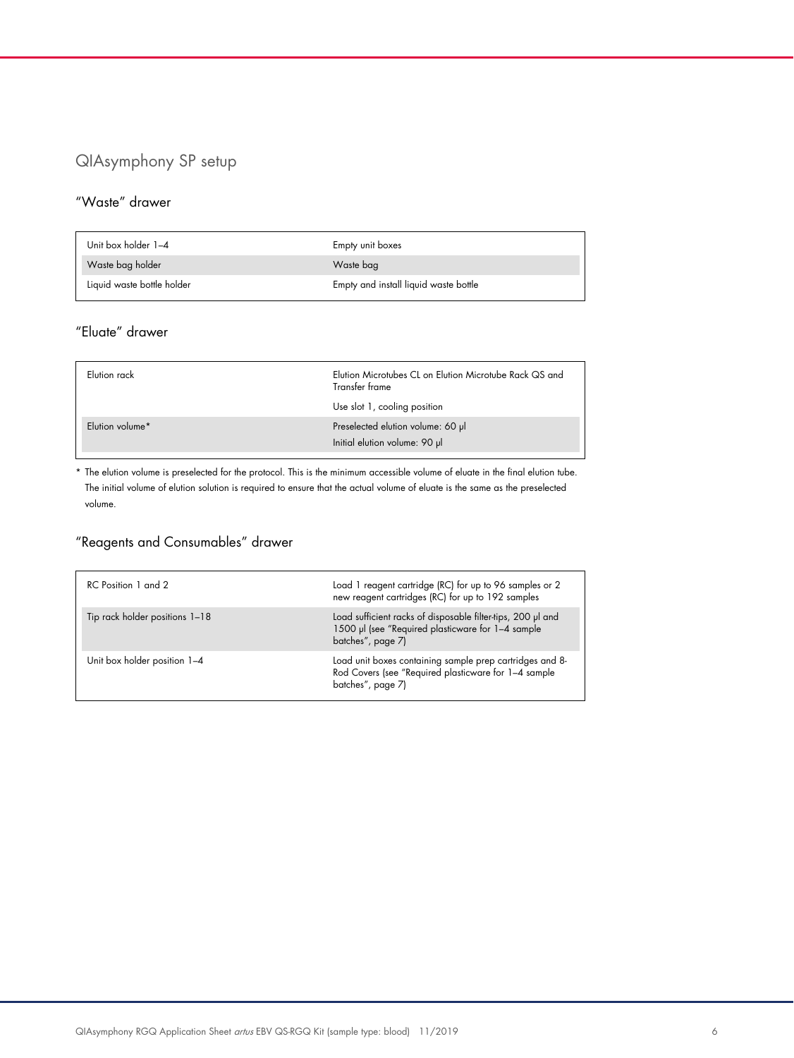## QIAsymphony SP setup

### "Waste" drawer

| | |
|---|---|
| Unit box holder 1–4 | Empty unit boxes |
| Waste bag holder | Waste bag |
| Liquid waste bottle holder | Empty and install liquid waste bottle |

### "Eluate" drawer

| | |
|---|---|
| Elution rack | Elution Microtubes CL on Elution Microtube Rack QS and Transfer frame<br><br>Use slot 1, cooling position |
| Elution volume* | Preselected elution volume: 60 µl<br>Initial elution volume: 90 µl |

\* The elution volume is preselected for the protocol. This is the minimum accessible volume of eluate in the final elution tube. The initial volume of elution solution is required to ensure that the actual volume of eluate is the same as the preselected volume.

### "Reagents and Consumables" drawer

| | |
|---|---|
| RC Position 1 and 2 | Load 1 reagent cartridge (RC) for up to 96 samples or 2 new reagent cartridges (RC) for up to 192 samples |
| Tip rack holder positions 1–18 | Load sufficient racks of disposable filter-tips, 200 µl and 1500 µl (see "Required plasticware for 1–4 sample batches", page 7) |
| Unit box holder position 1–4 | Load unit boxes containing sample prep cartridges and 8-Rod Covers (see "Required plasticware for 1–4 sample batches", page 7) |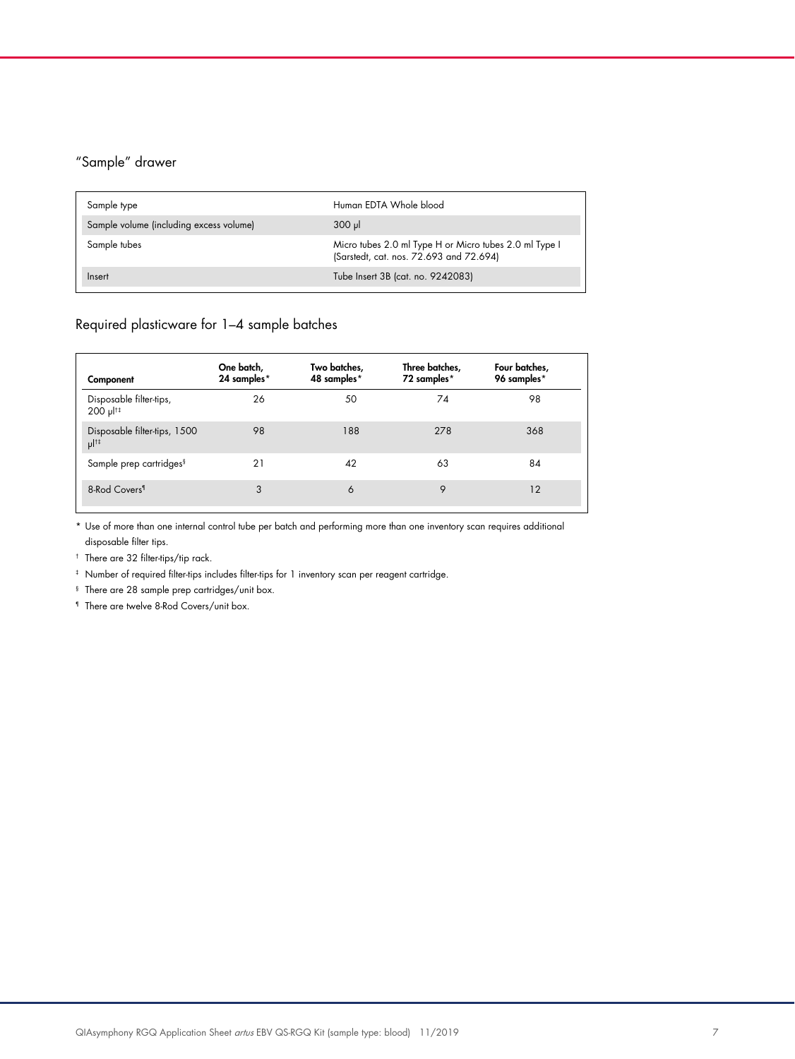## "Sample" drawer

| Sample type | Human EDTA Whole blood |
|---|---|
| Sample volume (including excess volume) | 300 µl |
| Sample tubes | Micro tubes 2.0 ml Type H or Micro tubes 2.0 ml Type I (Sarstedt, cat. nos. 72.693 and 72.694) |
| Insert | Tube Insert 3B (cat. no. 9242083) |

## Required plasticware for 1–4 sample batches

| Component | One batch, 24 samples* | Two batches, 48 samples* | Three batches, 72 samples* | Four batches, 96 samples* |
|---|---|---|---|---|
| Disposable filter-tips, 200 µl†‡ | 26 | 50 | 74 | 98 |
| Disposable filter-tips, 1500 µl†‡ | 98 | 188 | 278 | 368 |
| Sample prep cartridges§ | 21 | 42 | 63 | 84 |
| 8-Rod Covers¶ | 3 | 6 | 9 | 12 |

\* Use of more than one internal control tube per batch and performing more than one inventory scan requires additional disposable filter tips.

† There are 32 filter-tips/tip rack.

‡ Number of required filter-tips includes filter-tips for 1 inventory scan per reagent cartridge.

§ There are 28 sample prep cartridges/unit box.

¶ There are twelve 8-Rod Covers/unit box.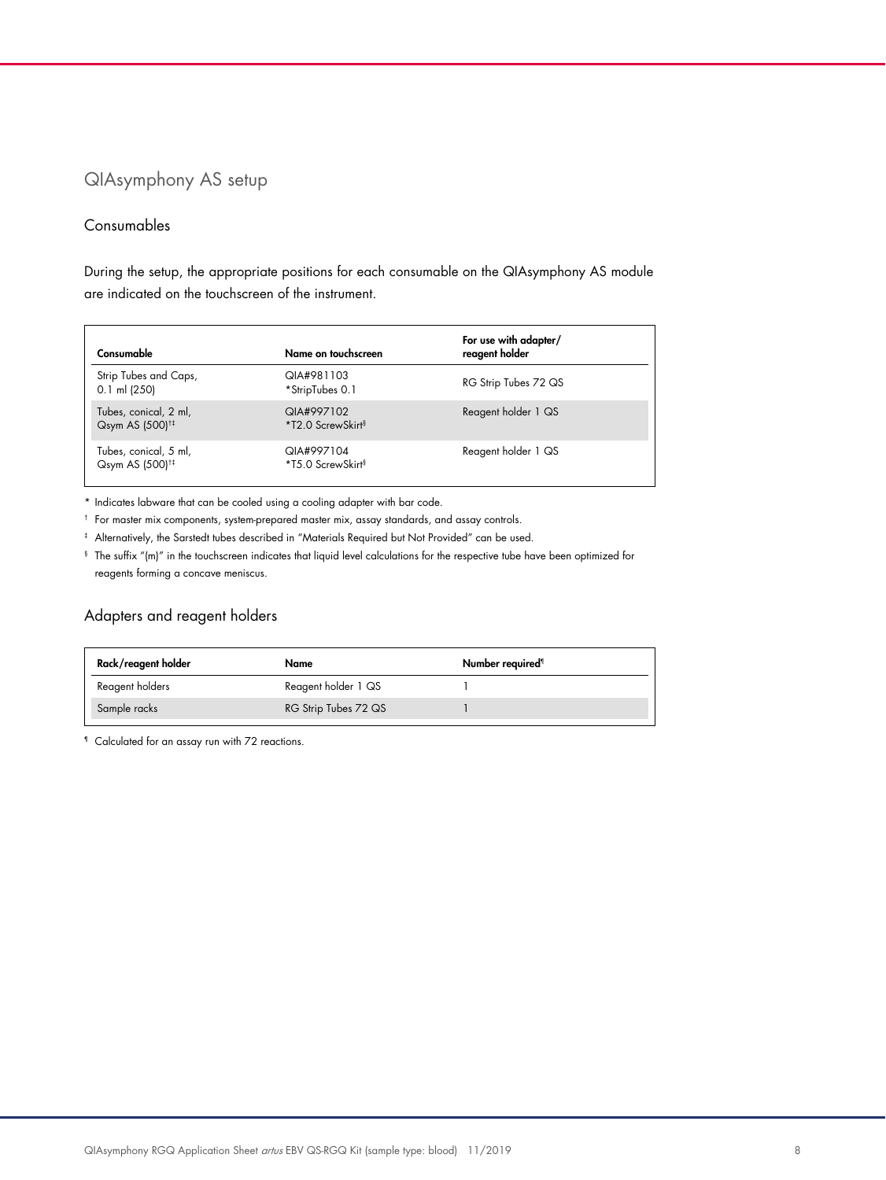## QIAsymphony AS setup

### Consumables

During the setup, the appropriate positions for each consumable on the QIAsymphony AS module are indicated on the touchscreen of the instrument.

| Consumable | Name on touchscreen | For use with adapter/ reagent holder |
| --- | --- | --- |
| Strip Tubes and Caps, 0.1 ml (250) | QIA#981103 *StripTubes 0.1 | RG Strip Tubes 72 QS |
| Tubes, conical, 2 ml, Qsym AS (500)[†‡] | QIA#997102 *T2.0 ScrewSkirt[§] | Reagent holder 1 QS |
| Tubes, conical, 5 ml, Qsym AS (500)[†‡] | QIA#997104 *T5.0 ScrewSkirt[§] | Reagent holder 1 QS |

* Indicates labware that can be cooled using a cooling adapter with bar code.

† For master mix components, system-prepared master mix, assay standards, and assay controls.

‡ Alternatively, the Sarstedt tubes described in "Materials Required but Not Provided" can be used.

§ The suffix "(m)" in the touchscreen indicates that liquid level calculations for the respective tube have been optimized for reagents forming a concave meniscus.

### Adapters and reagent holders

| Rack/reagent holder | Name | Number required[¶] |
| --- | --- | --- |
| Reagent holders | Reagent holder 1 QS | 1 |
| Sample racks | RG Strip Tubes 72 QS | 1 |

¶ Calculated for an assay run with 72 reactions.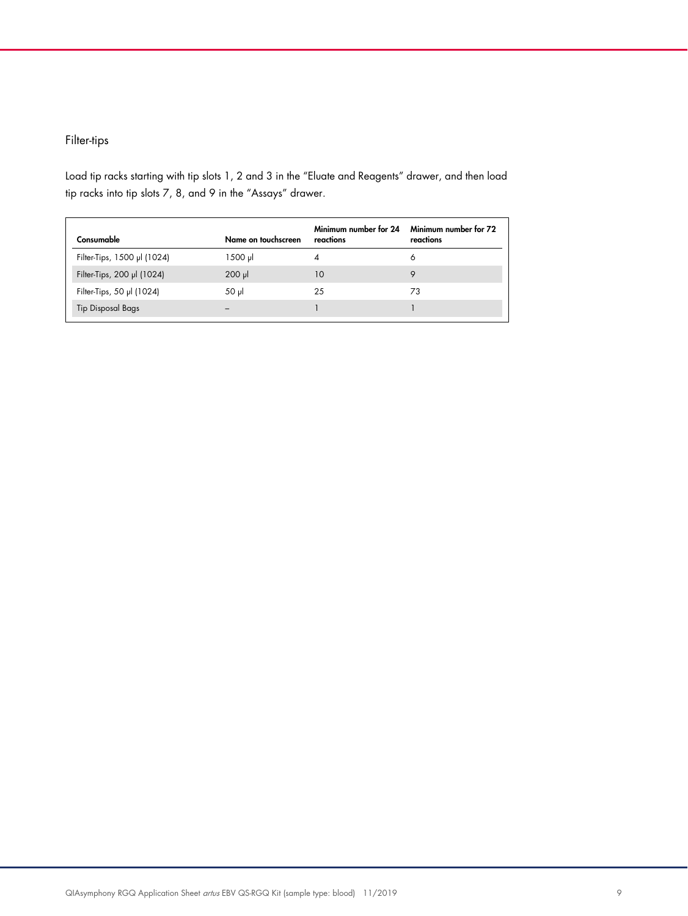### Filter-tips

Load tip racks starting with tip slots 1, 2 and 3 in the “Eluate and Reagents” drawer, and then load tip racks into tip slots 7, 8, and 9 in the “Assays” drawer.

| Consumable | Name on touchscreen | Minimum number for 24 reactions | Minimum number for 72 reactions |
|---|---|---|---|
| Filter-Tips, 1500 µl (1024) | 1500 µl | 4 | 6 |
| Filter-Tips, 200 µl (1024) | 200 µl | 10 | 9 |
| Filter-Tips, 50 µl (1024) | 50 µl | 25 | 73 |
| Tip Disposal Bags | – | 1 | 1 |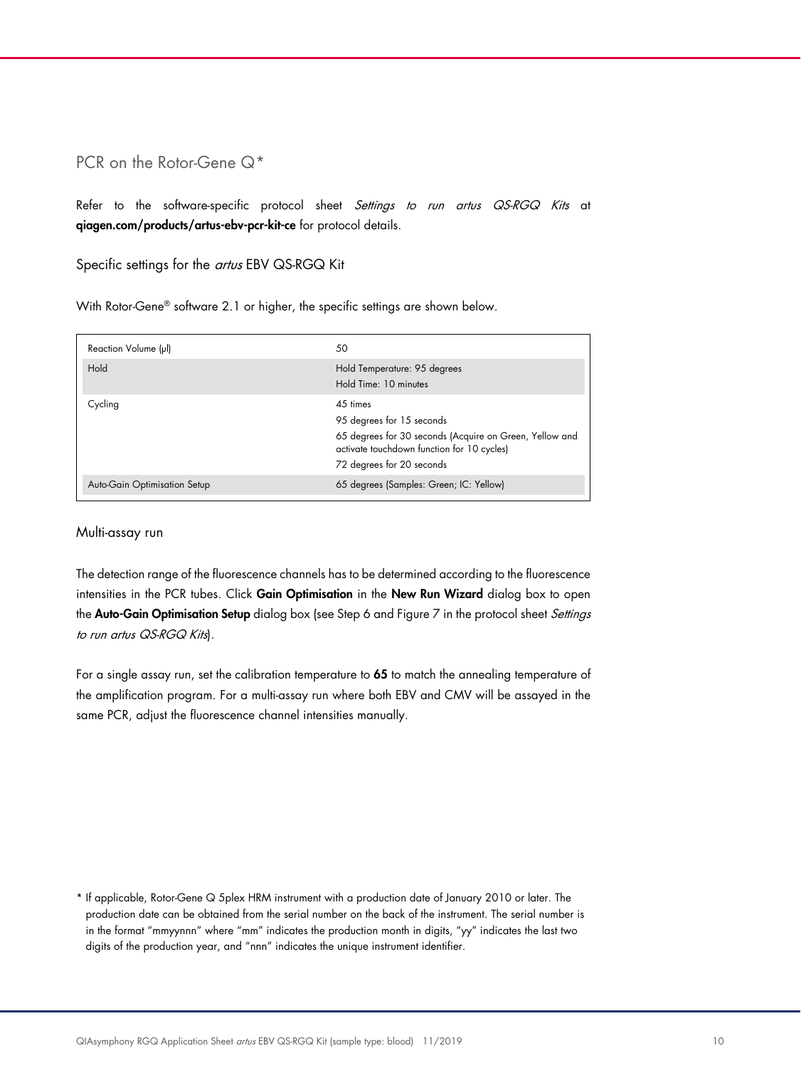## PCR on the Rotor-Gene Q*

Refer to the software-specific protocol sheet *Settings to run artus QS-RGQ Kits* at **qiagen.com/products/artus-ebv-pcr-kit-ce** for protocol details.

### Specific settings for the *artus* EBV QS-RGQ Kit

With Rotor-Gene® software 2.1 or higher, the specific settings are shown below.

| | |
|---|---|
| Reaction Volume (µl) | 50 |
| Hold | Hold Temperature: 95 degrees<br>Hold Time: 10 minutes |
| Cycling | 45 times<br>95 degrees for 15 seconds<br>65 degrees for 30 seconds (Acquire on Green, Yellow and activate touchdown function for 10 cycles)<br>72 degrees for 20 seconds |
| Auto-Gain Optimisation Setup | 65 degrees (Samples: Green; IC: Yellow) |

### Multi-assay run

The detection range of the fluorescence channels has to be determined according to the fluorescence intensities in the PCR tubes. Click **Gain Optimisation** in the **New Run Wizard** dialog box to open the **Auto-Gain Optimisation Setup** dialog box (see Step 6 and Figure 7 in the protocol sheet *Settings to run artus QS-RGQ Kits*).

For a single assay run, set the calibration temperature to **65** to match the annealing temperature of the amplification program. For a multi-assay run where both EBV and CMV will be assayed in the same PCR, adjust the fluorescence channel intensities manually.

\* If applicable, Rotor-Gene Q 5plex HRM instrument with a production date of January 2010 or later. The production date can be obtained from the serial number on the back of the instrument. The serial number is in the format "mmyynnn" where "mm" indicates the production month in digits, "yy" indicates the last two digits of the production year, and "nnn" indicates the unique instrument identifier.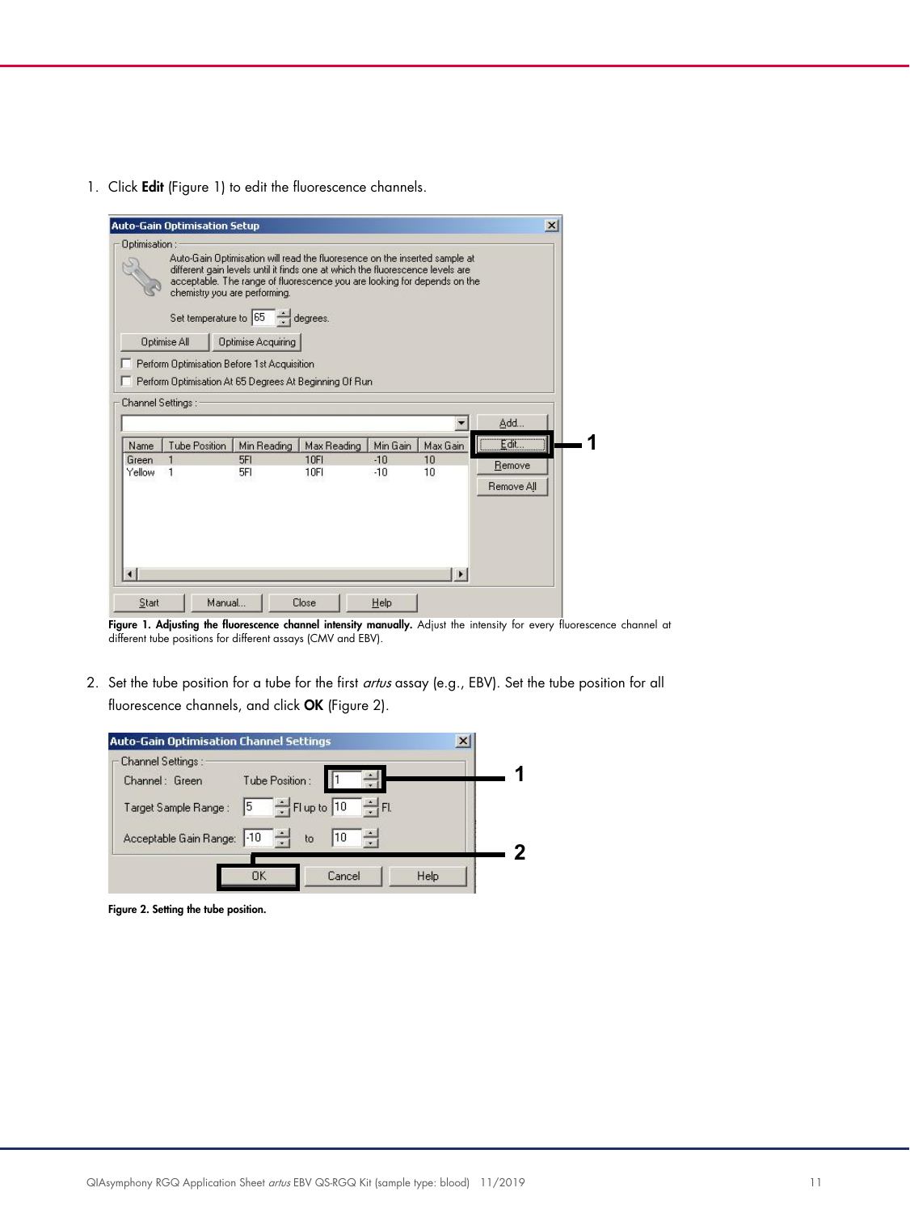1. Click **Edit** (Figure 1) to edit the fluorescence channels.

**Figure 1. Adjusting the fluorescence channel intensity manually.** Adjust the intensity for every fluorescence channel at different tube positions for different assays (CMV and EBV).

2. Set the tube position for a tube for the first *artus* assay (e.g., EBV). Set the tube position for all fluorescence channels, and click **OK** (Figure 2).

**Figure 2. Setting the tube position.**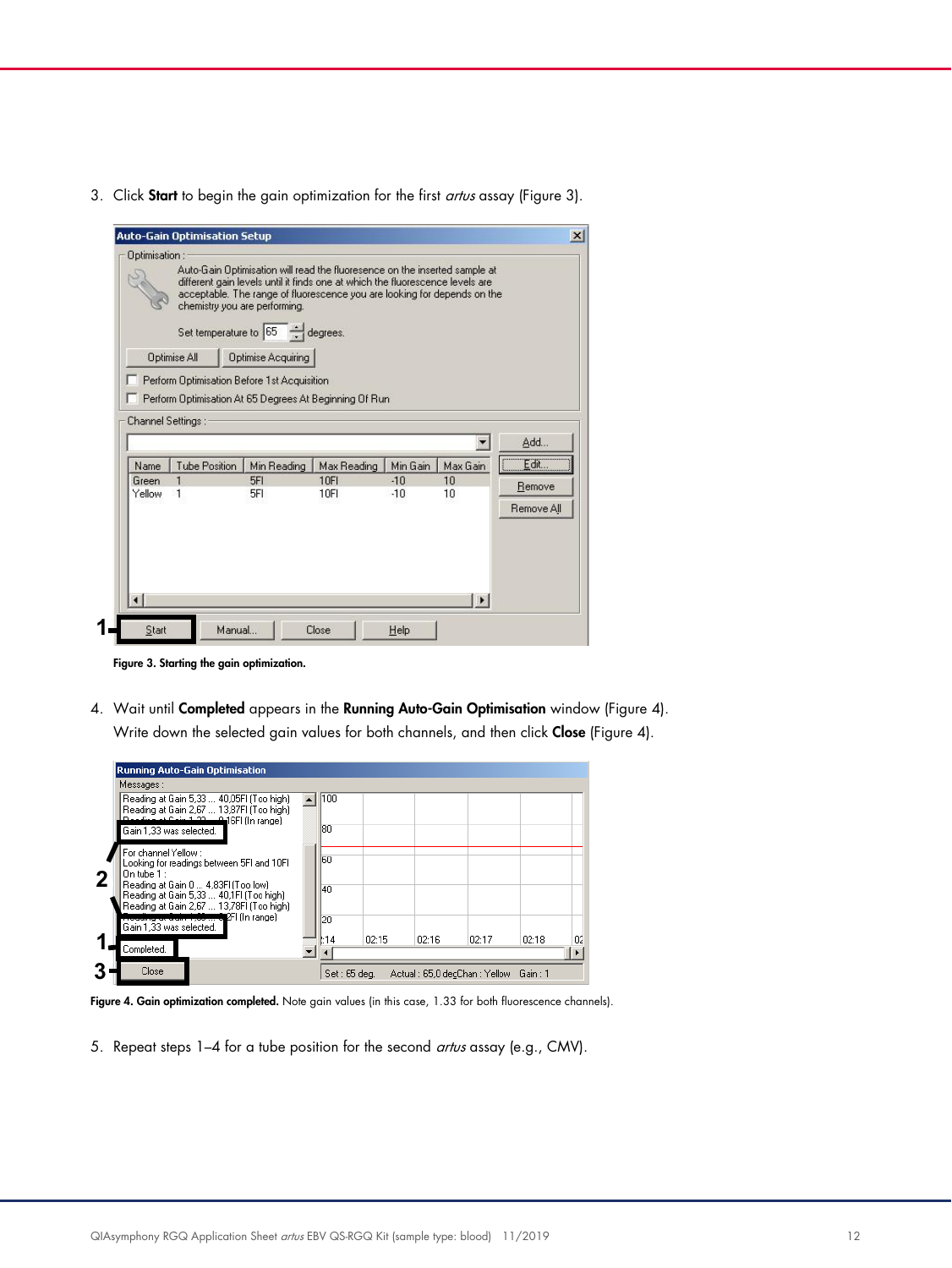3. Click **Start** to begin the gain optimization for the first *artus* assay (Figure 3).

**Figure 3. Starting the gain optimization.**

4. Wait until **Completed** appears in the **Running Auto-Gain Optimisation** window (Figure 4). Write down the selected gain values for both channels, and then click **Close** (Figure 4).

**Figure 4. Gain optimization completed.** Note gain values (in this case, 1.33 for both fluorescence channels).

5. Repeat steps 1–4 for a tube position for the second *artus* assay (e.g., CMV).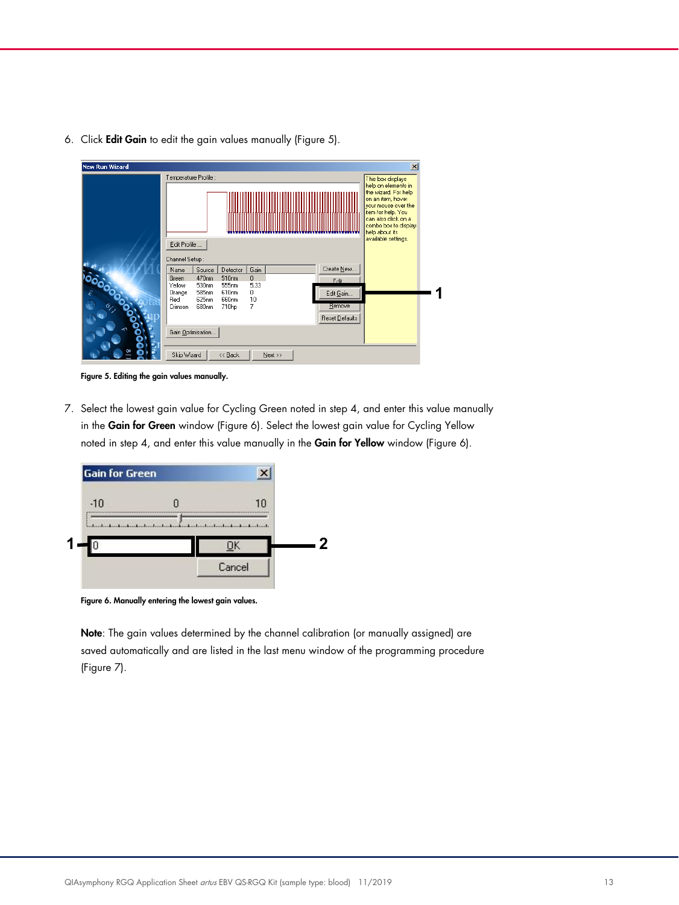6. Click **Edit Gain** to edit the gain values manually (Figure 5).

Figure 5. Editing the gain values manually.

7. Select the lowest gain value for Cycling Green noted in step 4, and enter this value manually in the **Gain for Green** window (Figure 6). Select the lowest gain value for Cycling Yellow noted in step 4, and enter this value manually in the **Gain for Yellow** window (Figure 6).

Figure 6. Manually entering the lowest gain values.

**Note**: The gain values determined by the channel calibration (or manually assigned) are saved automatically and are listed in the last menu window of the programming procedure (Figure 7).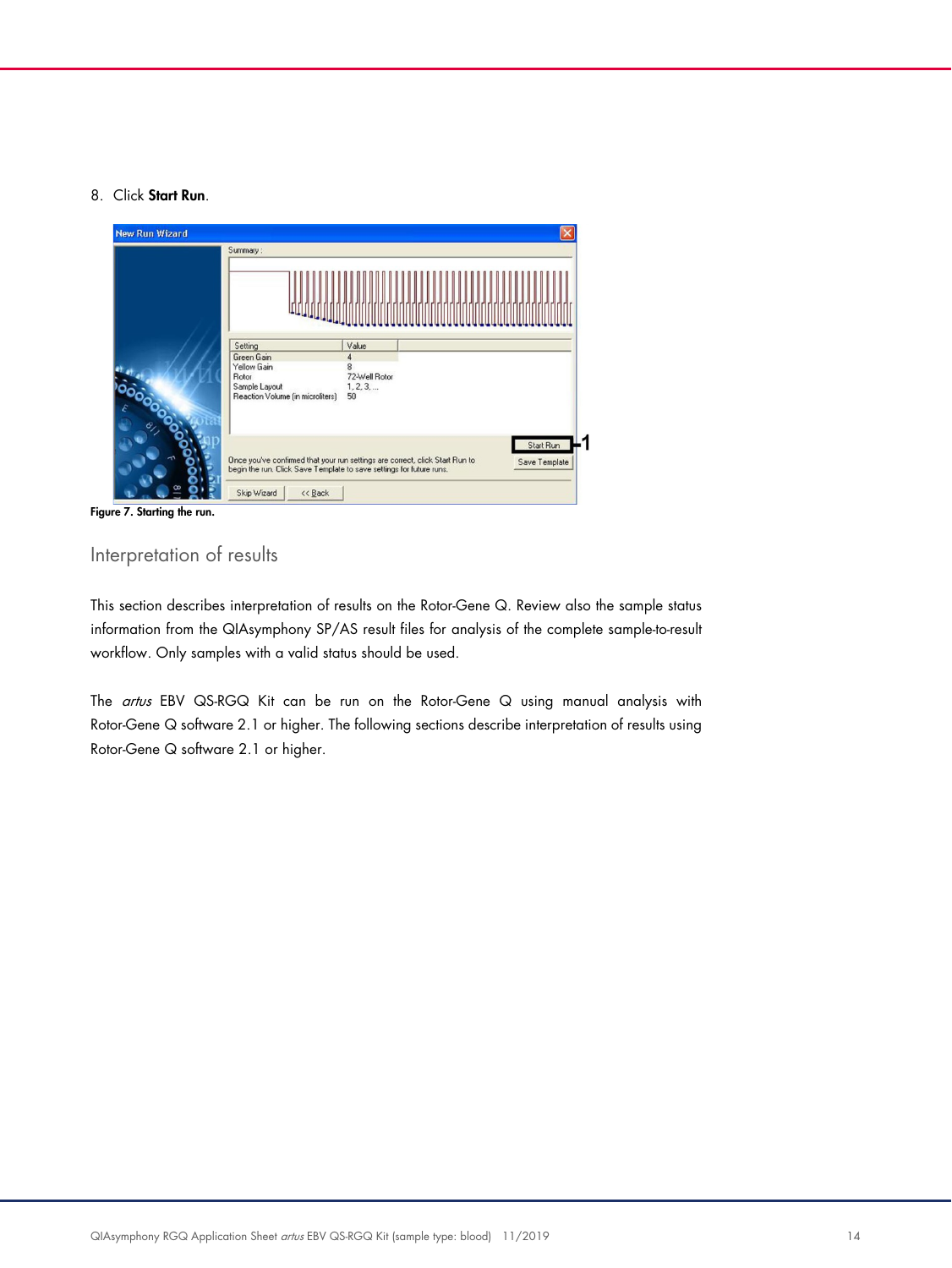8. Click **Start Run**.

**Figure 7. Starting the run.**

## Interpretation of results

This section describes interpretation of results on the Rotor-Gene Q. Review also the sample status information from the QIAsymphony SP/AS result files for analysis of the complete sample-to-result workflow. Only samples with a valid status should be used.

The *artus* EBV QS-RGQ Kit can be run on the Rotor-Gene Q using manual analysis with Rotor-Gene Q software 2.1 or higher. The following sections describe interpretation of results using Rotor-Gene Q software 2.1 or higher.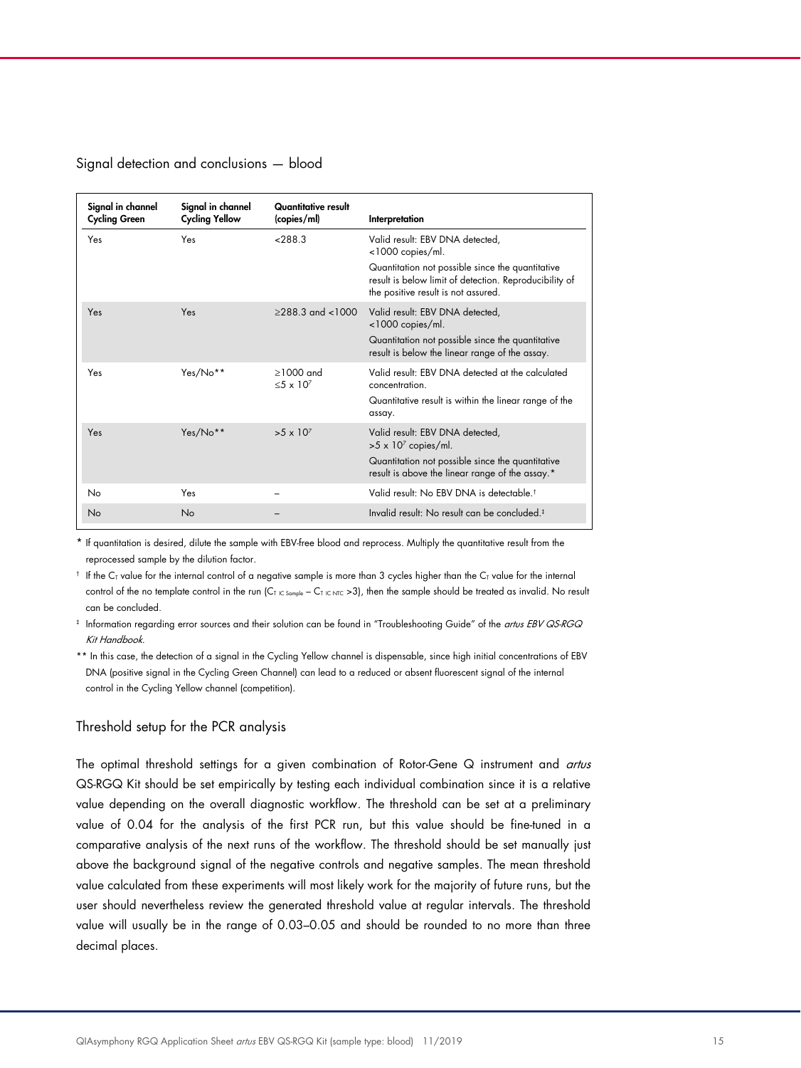### Signal detection and conclusions — blood

| Signal in channel Cycling Green | Signal in channel Cycling Yellow | Quantitative result (copies/ml) | Interpretation |
|---|---|---|---|
| Yes | Yes | <288.3 | Valid result: EBV DNA detected, <1000 copies/ml.<br>Quantitation not possible since the quantitative result is below limit of detection. Reproducibility of the positive result is not assured. |
| Yes | Yes | ≥288.3 and <1000 | Valid result: EBV DNA detected, <1000 copies/ml.<br>Quantitation not possible since the quantitative result is below the linear range of the assay. |
| Yes | Yes/No** | ≥1000 and ≤$5 \times 10^7$ | Valid result: EBV DNA detected at the calculated concentration.<br>Quantitative result is within the linear range of the assay. |
| Yes | Yes/No** | >$5 \times 10^7$ | Valid result: EBV DNA detected, >$5 \times 10^7$ copies/ml.<br>Quantitation not possible since the quantitative result is above the linear range of the assay.* |
| No | Yes | – | Valid result: No EBV DNA is detectable.† |
| No | No | – | Invalid result: No result can be concluded.‡ |

\* If quantitation is desired, dilute the sample with EBV-free blood and reprocess. Multiply the quantitative result from the reprocessed sample by the dilution factor.

† If the $C_T$ value for the internal control of a negative sample is more than 3 cycles higher than the $C_T$ value for the internal control of the no template control in the run ($C_{T\ IC\ Sample} - C_{T\ IC\ NTC} > 3$), then the sample should be treated as invalid. No result can be concluded.

‡ Information regarding error sources and their solution can be found in "Troubleshooting Guide" of the *artus EBV QS-RGQ Kit Handbook*.

** In this case, the detection of a signal in the Cycling Yellow channel is dispensable, since high initial concentrations of EBV DNA (positive signal in the Cycling Green Channel) can lead to a reduced or absent fluorescent signal of the internal control in the Cycling Yellow channel (competition).

### Threshold setup for the PCR analysis

The optimal threshold settings for a given combination of Rotor-Gene Q instrument and *artus* QS-RGQ Kit should be set empirically by testing each individual combination since it is a relative value depending on the overall diagnostic workflow. The threshold can be set at a preliminary value of 0.04 for the analysis of the first PCR run, but this value should be fine-tuned in a comparative analysis of the next runs of the workflow. The threshold should be set manually just above the background signal of the negative controls and negative samples. The mean threshold value calculated from these experiments will most likely work for the majority of future runs, but the user should nevertheless review the generated threshold value at regular intervals. The threshold value will usually be in the range of 0.03–0.05 and should be rounded to no more than three decimal places.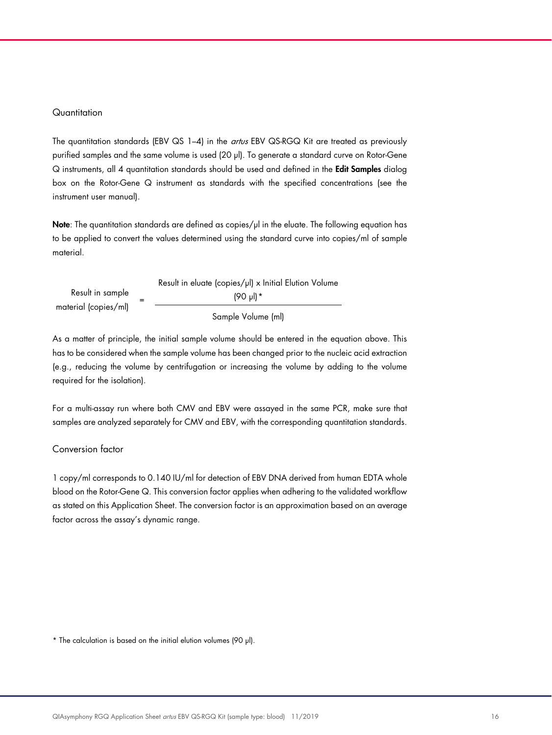### Quantitation

The quantitation standards (EBV QS 1–4) in the *artus* EBV QS-RGQ Kit are treated as previously purified samples and the same volume is used (20 µl). To generate a standard curve on Rotor-Gene Q instruments, all 4 quantitation standards should be used and defined in the **Edit Samples** dialog box on the Rotor-Gene Q instrument as standards with the specified concentrations (see the instrument user manual).

**Note**: The quantitation standards are defined as copies/µl in the eluate. The following equation has to be applied to convert the values determined using the standard curve into copies/ml of sample material.

$$\text{Result in sample material (copies/ml)} = \frac{\text{Result in eluate (copies/µl) x Initial Elution Volume (90 µl)*}}{\text{Sample Volume (ml)}}$$

As a matter of principle, the initial sample volume should be entered in the equation above. This has to be considered when the sample volume has been changed prior to the nucleic acid extraction (e.g., reducing the volume by centrifugation or increasing the volume by adding to the volume required for the isolation).

For a multi-assay run where both CMV and EBV were assayed in the same PCR, make sure that samples are analyzed separately for CMV and EBV, with the corresponding quantitation standards.

### Conversion factor

1 copy/ml corresponds to 0.140 IU/ml for detection of EBV DNA derived from human EDTA whole blood on the Rotor-Gene Q. This conversion factor applies when adhering to the validated workflow as stated on this Application Sheet. The conversion factor is an approximation based on an average factor across the assay's dynamic range.

* The calculation is based on the initial elution volumes (90 µl).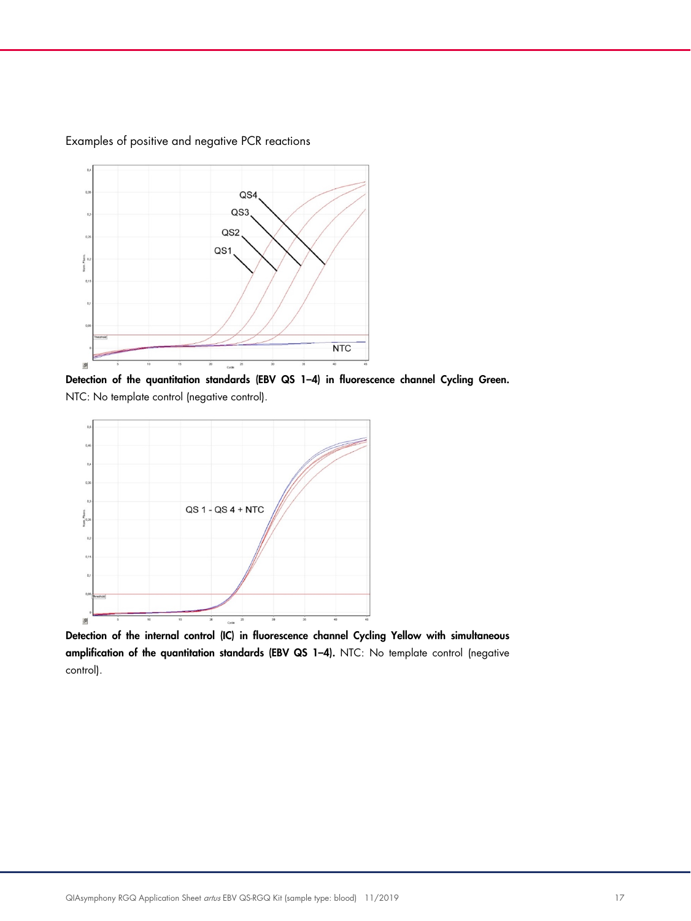Examples of positive and negative PCR reactions

**Detection of the quantitation standards (EBV QS 1–4) in fluorescence channel Cycling Green.** NTC: No template control (negative control).

**Detection of the internal control (IC) in fluorescence channel Cycling Yellow with simultaneous amplification of the quantitation standards (EBV QS 1–4).** NTC: No template control (negative control).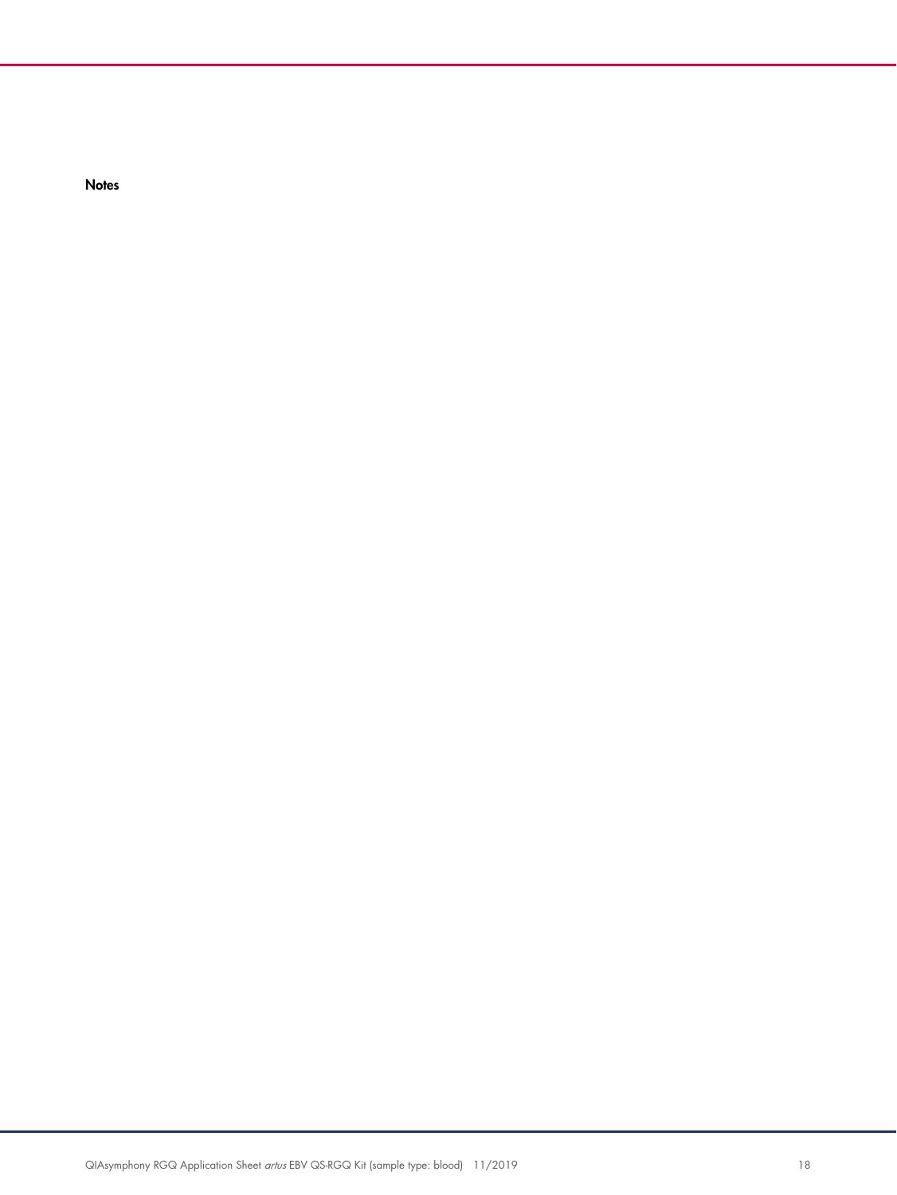**Notes**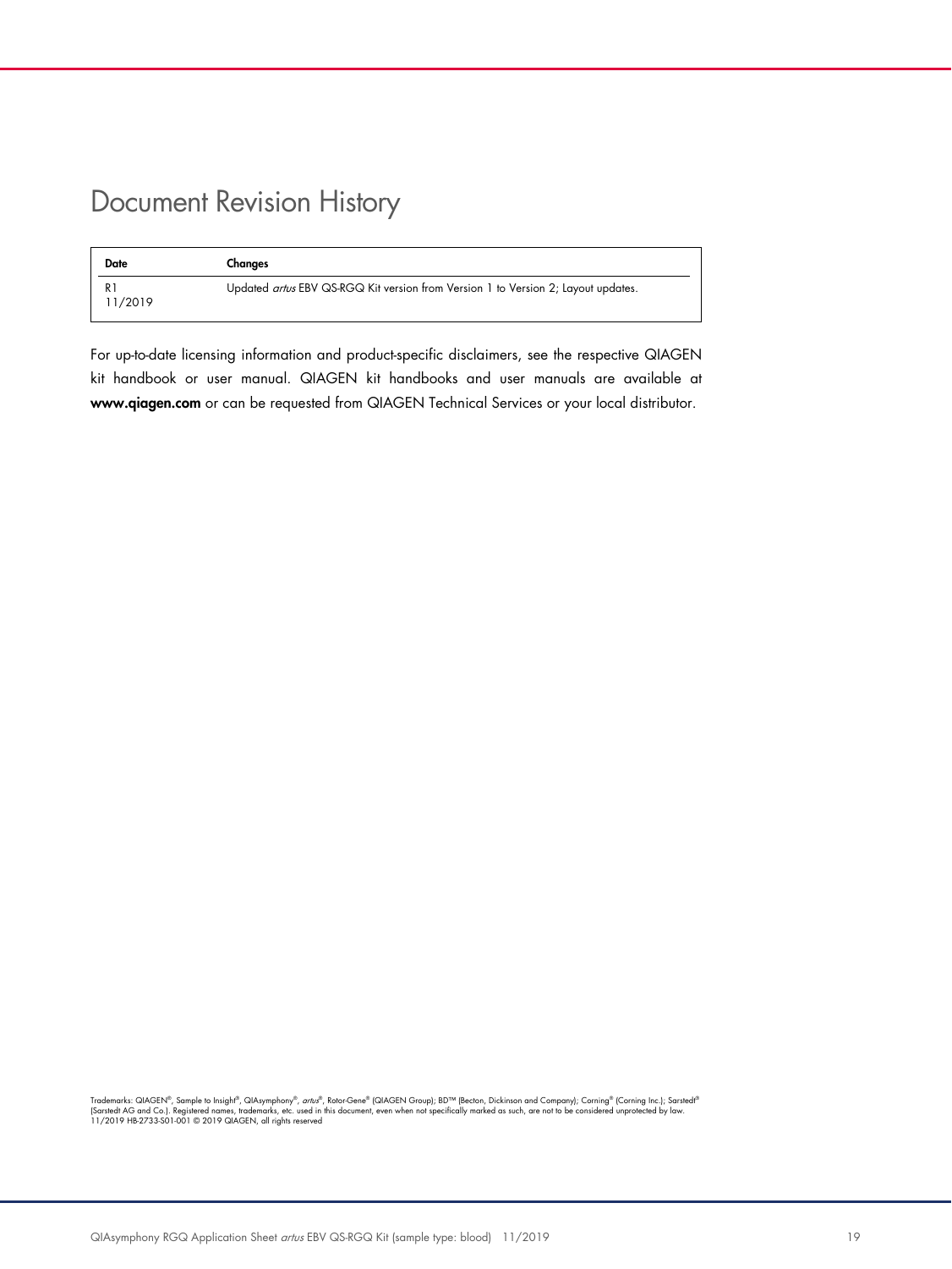# Document Revision History

| Date | Changes |
| --- | --- |
| R1 11/2019 | Updated *artus* EBV QS-RGQ Kit version from Version 1 to Version 2; Layout updates. |

For up-to-date licensing information and product-specific disclaimers, see the respective QIAGEN kit handbook or user manual. QIAGEN kit handbooks and user manuals are available at **www.qiagen.com** or can be requested from QIAGEN Technical Services or your local distributor.

Trademarks: QIAGEN®, Sample to Insight®, QIAsymphony®, *artus*®, Rotor-Gene® (QIAGEN Group); BD™ (Becton, Dickinson and Company); Corning® (Corning Inc.); Sarstedt® (Sarstedt AG and Co.). Registered names, trademarks, etc. used in this document, even when not specifically marked as such, are not to be considered unprotected by law.
11/2019 HB-2733-S01-001 © 2019 QIAGEN, all rights reserved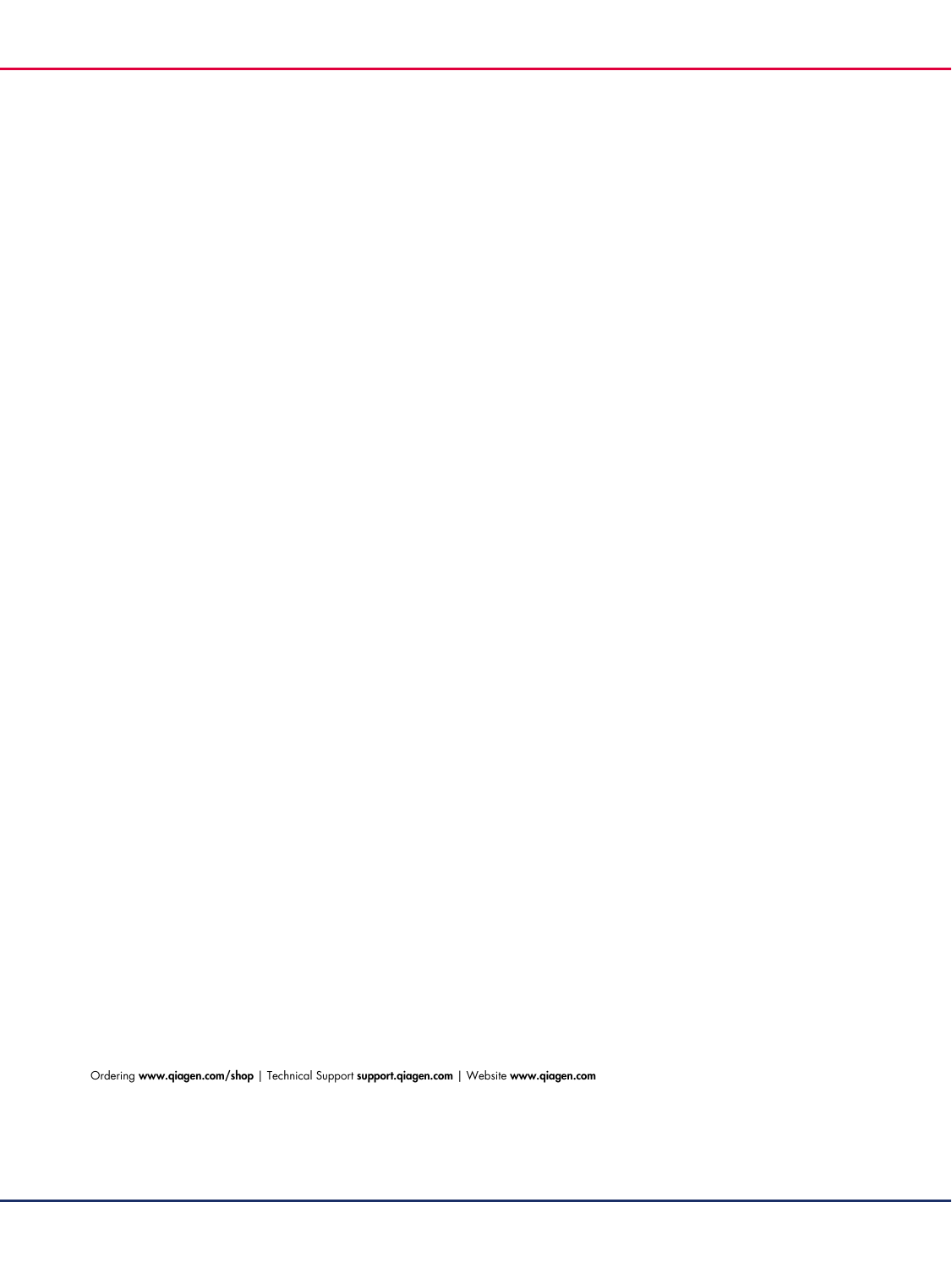Ordering **www.qiagen.com/shop** | Technical Support **support.qiagen.com** | Website **www.qiagen.com**